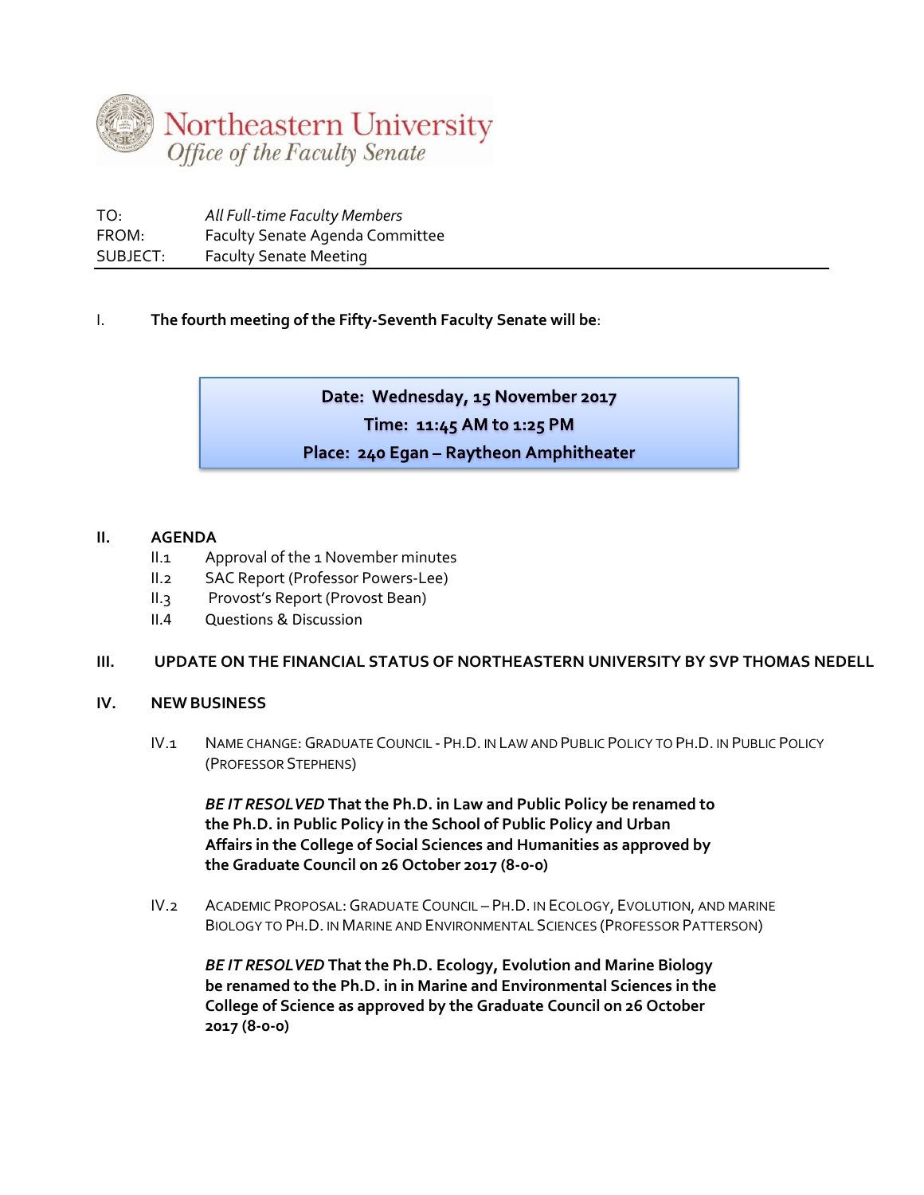# Northeastern University
*Office of the Faculty Senate*

TO: *All Full-time Faculty Members*
FROM: Faculty Senate Agenda Committee
SUBJECT: Faculty Senate Meeting

I. **The fourth meeting of the Fifty-Seventh Faculty Senate will be**:

**Date: Wednesday, 15 November 2017**
**Time: 11:45 AM to 1:25 PM**
**Place: 240 Egan – Raytheon Amphitheater**

## II. AGENDA

- II.1 Approval of the 1 November minutes
- II.2 SAC Report (Professor Powers-Lee)
- II.3 Provost's Report (Provost Bean)
- II.4 Questions & Discussion

## III. UPDATE ON THE FINANCIAL STATUS OF NORTHEASTERN UNIVERSITY BY SVP THOMAS NEDELL

## IV. NEW BUSINESS

IV.1 NAME CHANGE: GRADUATE COUNCIL - PH.D. IN LAW AND PUBLIC POLICY TO PH.D. IN PUBLIC POLICY (PROFESSOR STEPHENS)

***BE IT RESOLVED*** **That the Ph.D. in Law and Public Policy be renamed to the Ph.D. in Public Policy in the School of Public Policy and Urban Affairs in the College of Social Sciences and Humanities as approved by the Graduate Council on 26 October 2017 (8-0-0)**

IV.2 ACADEMIC PROPOSAL: GRADUATE COUNCIL – PH.D. IN ECOLOGY, EVOLUTION, AND MARINE BIOLOGY TO PH.D. IN MARINE AND ENVIRONMENTAL SCIENCES (PROFESSOR PATTERSON)

***BE IT RESOLVED*** **That the Ph.D. Ecology, Evolution and Marine Biology be renamed to the Ph.D. in in Marine and Environmental Sciences in the College of Science as approved by the Graduate Council on 26 October 2017 (8-0-0)**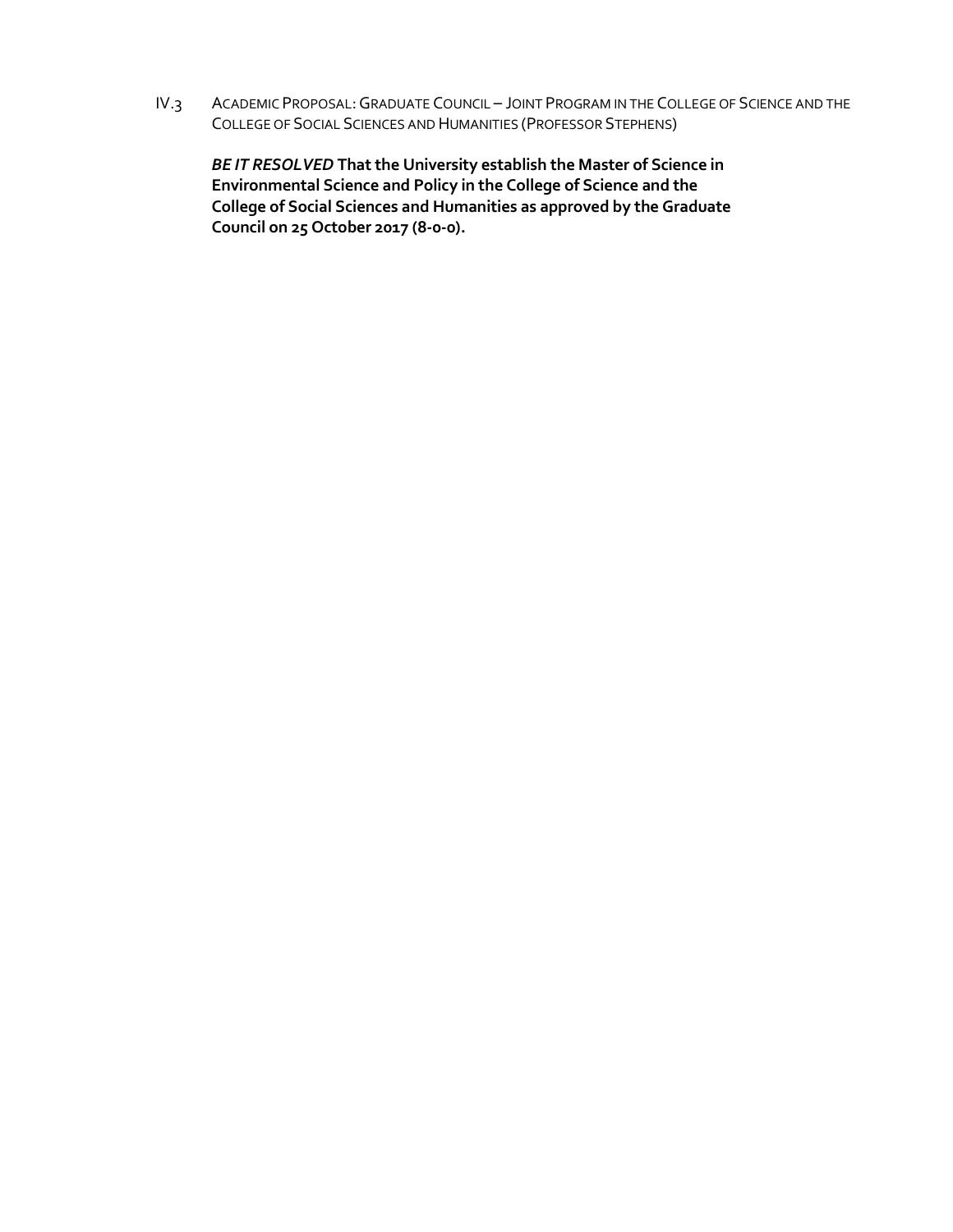IV.3 ACADEMIC PROPOSAL: GRADUATE COUNCIL – JOINT PROGRAM IN THE COLLEGE OF SCIENCE AND THE COLLEGE OF SOCIAL SCIENCES AND HUMANITIES (PROFESSOR STEPHENS)

***BE IT RESOLVED* That the University establish the Master of Science in Environmental Science and Policy in the College of Science and the College of Social Sciences and Humanities as approved by the Graduate Council on 25 October 2017 (8-0-0).**